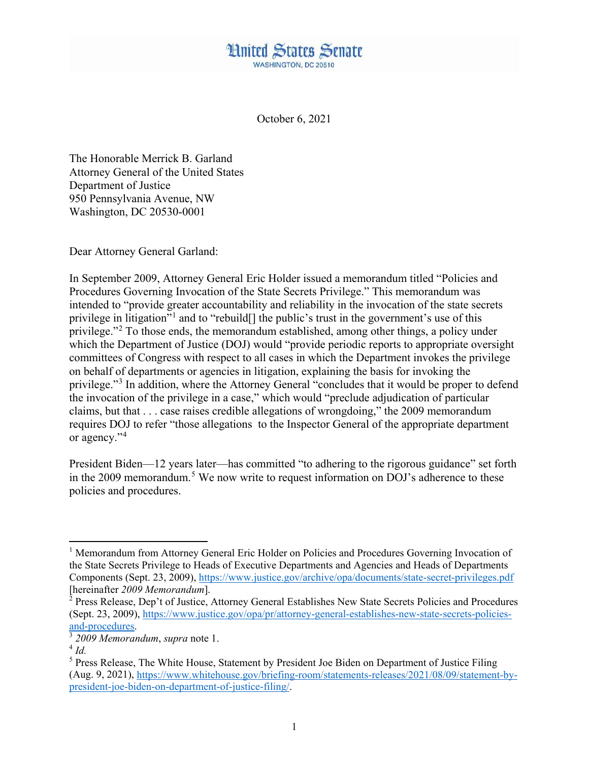# United States Senate

WASHINGTON, DC 20510

October 6, 2021

The Honorable Merrick B. Garland
Attorney General of the United States
Department of Justice
950 Pennsylvania Avenue, NW
Washington, DC 20530-0001

Dear Attorney General Garland:

In September 2009, Attorney General Eric Holder issued a memorandum titled "Policies and Procedures Governing Invocation of the State Secrets Privilege." This memorandum was intended to "provide greater accountability and reliability in the invocation of the state secrets privilege in litigation"[1] and to "rebuild[] the public's trust in the government's use of this privilege."[2] To those ends, the memorandum established, among other things, a policy under which the Department of Justice (DOJ) would "provide periodic reports to appropriate oversight committees of Congress with respect to all cases in which the Department invokes the privilege on behalf of departments or agencies in litigation, explaining the basis for invoking the privilege."[3] In addition, where the Attorney General "concludes that it would be proper to defend the invocation of the privilege in a case," which would "preclude adjudication of particular claims, but that . . . case raises credible allegations of wrongdoing," the 2009 memorandum requires DOJ to refer "those allegations to the Inspector General of the appropriate department or agency."[4]

President Biden—12 years later—has committed "to adhering to the rigorous guidance" set forth in the 2009 memorandum.[5] We now write to request information on DOJ's adherence to these policies and procedures.

---

[1] Memorandum from Attorney General Eric Holder on Policies and Procedures Governing Invocation of the State Secrets Privilege to Heads of Executive Departments and Agencies and Heads of Departments Components (Sept. 23, 2009), https://www.justice.gov/archive/opa/documents/state-secret-privileges.pdf [hereinafter *2009 Memorandum*].

[2] Press Release, Dep't of Justice, Attorney General Establishes New State Secrets Policies and Procedures (Sept. 23, 2009), https://www.justice.gov/opa/pr/attorney-general-establishes-new-state-secrets-policies-and-procedures.

[3] *2009 Memorandum*, *supra* note 1.

[4] *Id.*

[5] Press Release, The White House, Statement by President Joe Biden on Department of Justice Filing (Aug. 9, 2021), https://www.whitehouse.gov/briefing-room/statements-releases/2021/08/09/statement-by-president-joe-biden-on-department-of-justice-filing/.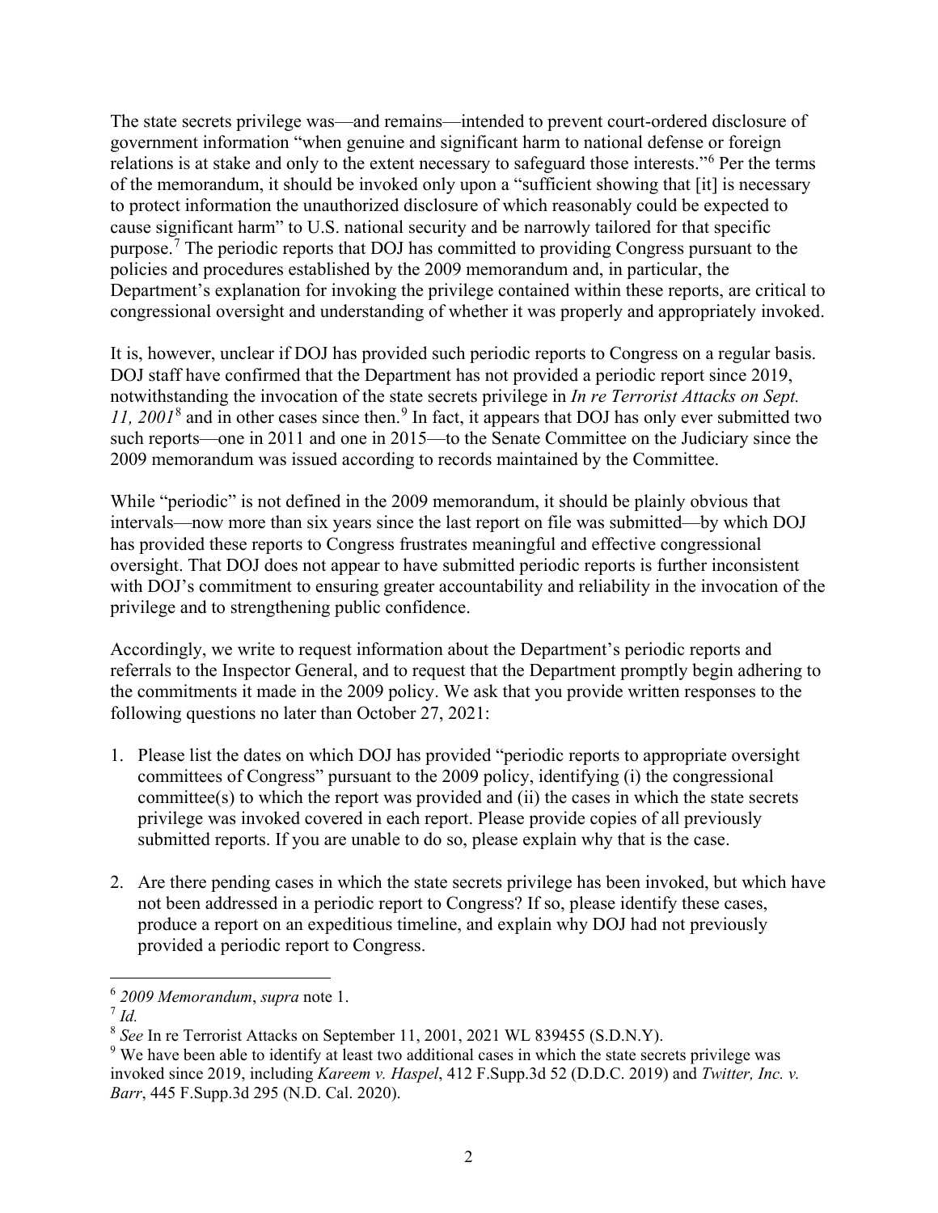The state secrets privilege was—and remains—intended to prevent court-ordered disclosure of government information "when genuine and significant harm to national defense or foreign relations is at stake and only to the extent necessary to safeguard those interests."[6] Per the terms of the memorandum, it should be invoked only upon a "sufficient showing that [it] is necessary to protect information the unauthorized disclosure of which reasonably could be expected to cause significant harm" to U.S. national security and be narrowly tailored for that specific purpose.[7] The periodic reports that DOJ has committed to providing Congress pursuant to the policies and procedures established by the 2009 memorandum and, in particular, the Department's explanation for invoking the privilege contained within these reports, are critical to congressional oversight and understanding of whether it was properly and appropriately invoked.

It is, however, unclear if DOJ has provided such periodic reports to Congress on a regular basis. DOJ staff have confirmed that the Department has not provided a periodic report since 2019, notwithstanding the invocation of the state secrets privilege in *In re Terrorist Attacks on Sept. 11, 2001*[8] and in other cases since then.[9] In fact, it appears that DOJ has only ever submitted two such reports—one in 2011 and one in 2015—to the Senate Committee on the Judiciary since the 2009 memorandum was issued according to records maintained by the Committee.

While "periodic" is not defined in the 2009 memorandum, it should be plainly obvious that intervals—now more than six years since the last report on file was submitted—by which DOJ has provided these reports to Congress frustrates meaningful and effective congressional oversight. That DOJ does not appear to have submitted periodic reports is further inconsistent with DOJ's commitment to ensuring greater accountability and reliability in the invocation of the privilege and to strengthening public confidence.

Accordingly, we write to request information about the Department's periodic reports and referrals to the Inspector General, and to request that the Department promptly begin adhering to the commitments it made in the 2009 policy. We ask that you provide written responses to the following questions no later than October 27, 2021:

1. Please list the dates on which DOJ has provided "periodic reports to appropriate oversight committees of Congress" pursuant to the 2009 policy, identifying (i) the congressional committee(s) to which the report was provided and (ii) the cases in which the state secrets privilege was invoked covered in each report. Please provide copies of all previously submitted reports. If you are unable to do so, please explain why that is the case.

2. Are there pending cases in which the state secrets privilege has been invoked, but which have not been addressed in a periodic report to Congress? If so, please identify these cases, produce a report on an expeditious timeline, and explain why DOJ had not previously provided a periodic report to Congress.

---

[6] *2009 Memorandum*, *supra* note 1.

[7] *Id.*

[8] *See* In re Terrorist Attacks on September 11, 2001, 2021 WL 839455 (S.D.N.Y).

[9] We have been able to identify at least two additional cases in which the state secrets privilege was invoked since 2019, including *Kareem v. Haspel*, 412 F.Supp.3d 52 (D.D.C. 2019) and *Twitter, Inc. v. Barr*, 445 F.Supp.3d 295 (N.D. Cal. 2020).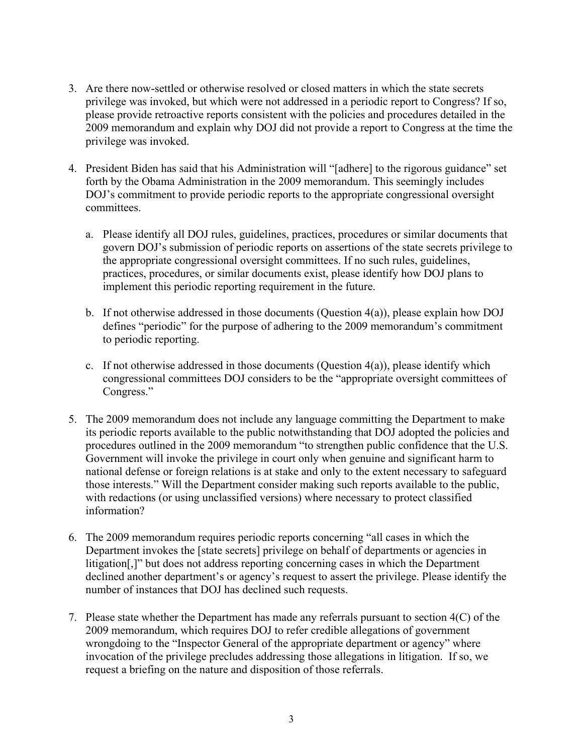3. Are there now-settled or otherwise resolved or closed matters in which the state secrets privilege was invoked, but which were not addressed in a periodic report to Congress? If so, please provide retroactive reports consistent with the policies and procedures detailed in the 2009 memorandum and explain why DOJ did not provide a report to Congress at the time the privilege was invoked.

4. President Biden has said that his Administration will "[adhere] to the rigorous guidance" set forth by the Obama Administration in the 2009 memorandum. This seemingly includes DOJ's commitment to provide periodic reports to the appropriate congressional oversight committees.

   a. Please identify all DOJ rules, guidelines, practices, procedures or similar documents that govern DOJ's submission of periodic reports on assertions of the state secrets privilege to the appropriate congressional oversight committees. If no such rules, guidelines, practices, procedures, or similar documents exist, please identify how DOJ plans to implement this periodic reporting requirement in the future.

   b. If not otherwise addressed in those documents (Question 4(a)), please explain how DOJ defines "periodic" for the purpose of adhering to the 2009 memorandum's commitment to periodic reporting.

   c. If not otherwise addressed in those documents (Question 4(a)), please identify which congressional committees DOJ considers to be the "appropriate oversight committees of Congress."

5. The 2009 memorandum does not include any language committing the Department to make its periodic reports available to the public notwithstanding that DOJ adopted the policies and procedures outlined in the 2009 memorandum "to strengthen public confidence that the U.S. Government will invoke the privilege in court only when genuine and significant harm to national defense or foreign relations is at stake and only to the extent necessary to safeguard those interests." Will the Department consider making such reports available to the public, with redactions (or using unclassified versions) where necessary to protect classified information?

6. The 2009 memorandum requires periodic reports concerning "all cases in which the Department invokes the [state secrets] privilege on behalf of departments or agencies in litigation[,]" but does not address reporting concerning cases in which the Department declined another department's or agency's request to assert the privilege. Please identify the number of instances that DOJ has declined such requests.

7. Please state whether the Department has made any referrals pursuant to section 4(C) of the 2009 memorandum, which requires DOJ to refer credible allegations of government wrongdoing to the "Inspector General of the appropriate department or agency" where invocation of the privilege precludes addressing those allegations in litigation. If so, we request a briefing on the nature and disposition of those referrals.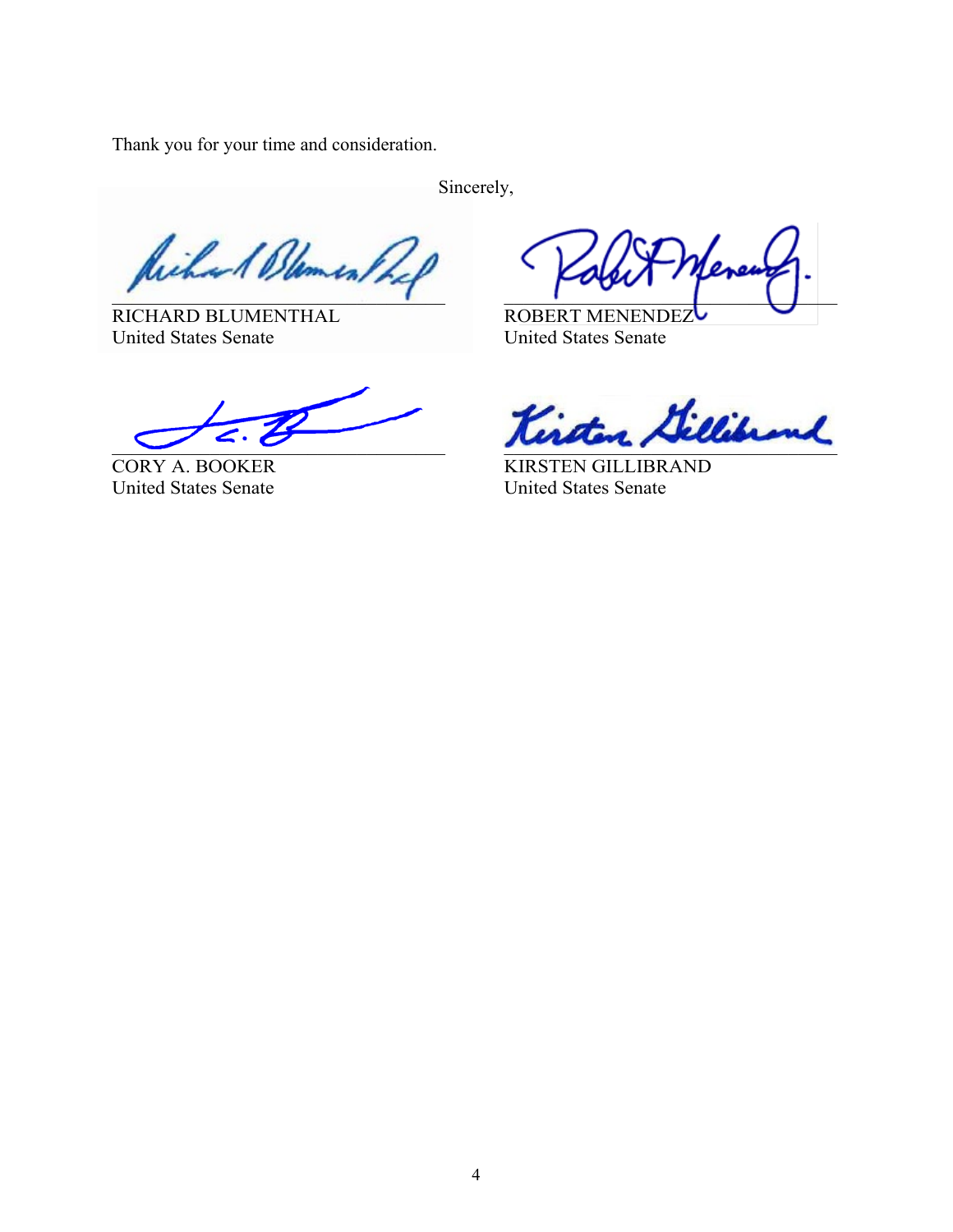Thank you for your time and consideration.

Sincerely,

RICHARD BLUMENTHAL
United States Senate

ROBERT MENENDEZ
United States Senate

CORY A. BOOKER
United States Senate

KIRSTEN GILLIBRAND
United States Senate